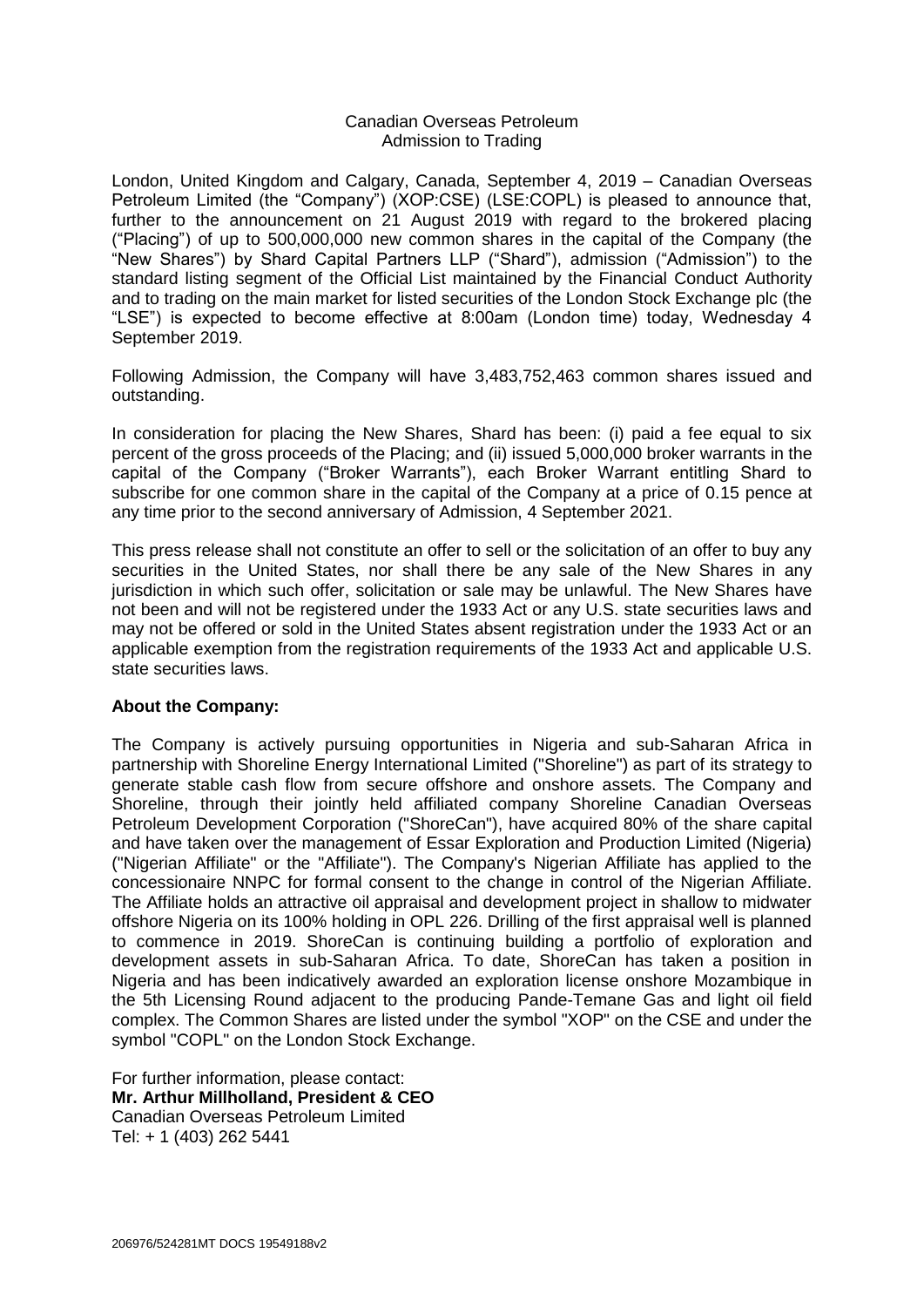# Canadian Overseas Petroleum
## Admission to Trading

London, United Kingdom and Calgary, Canada, September 4, 2019 – Canadian Overseas Petroleum Limited (the "Company") (XOP:CSE) (LSE:COPL) is pleased to announce that, further to the announcement on 21 August 2019 with regard to the brokered placing ("Placing") of up to 500,000,000 new common shares in the capital of the Company (the "New Shares") by Shard Capital Partners LLP ("Shard"), admission ("Admission") to the standard listing segment of the Official List maintained by the Financial Conduct Authority and to trading on the main market for listed securities of the London Stock Exchange plc (the "LSE") is expected to become effective at 8:00am (London time) today, Wednesday 4 September 2019.

Following Admission, the Company will have 3,483,752,463 common shares issued and outstanding.

In consideration for placing the New Shares, Shard has been: (i) paid a fee equal to six percent of the gross proceeds of the Placing; and (ii) issued 5,000,000 broker warrants in the capital of the Company ("Broker Warrants"), each Broker Warrant entitling Shard to subscribe for one common share in the capital of the Company at a price of 0.15 pence at any time prior to the second anniversary of Admission, 4 September 2021.

This press release shall not constitute an offer to sell or the solicitation of an offer to buy any securities in the United States, nor shall there be any sale of the New Shares in any jurisdiction in which such offer, solicitation or sale may be unlawful. The New Shares have not been and will not be registered under the 1933 Act or any U.S. state securities laws and may not be offered or sold in the United States absent registration under the 1933 Act or an applicable exemption from the registration requirements of the 1933 Act and applicable U.S. state securities laws.

**About the Company:**

The Company is actively pursuing opportunities in Nigeria and sub-Saharan Africa in partnership with Shoreline Energy International Limited ("Shoreline") as part of its strategy to generate stable cash flow from secure offshore and onshore assets. The Company and Shoreline, through their jointly held affiliated company Shoreline Canadian Overseas Petroleum Development Corporation ("ShoreCan"), have acquired 80% of the share capital and have taken over the management of Essar Exploration and Production Limited (Nigeria) ("Nigerian Affiliate" or the "Affiliate"). The Company's Nigerian Affiliate has applied to the concessionaire NNPC for formal consent to the change in control of the Nigerian Affiliate. The Affiliate holds an attractive oil appraisal and development project in shallow to midwater offshore Nigeria on its 100% holding in OPL 226. Drilling of the first appraisal well is planned to commence in 2019. ShoreCan is continuing building a portfolio of exploration and development assets in sub-Saharan Africa. To date, ShoreCan has taken a position in Nigeria and has been indicatively awarded an exploration license onshore Mozambique in the 5th Licensing Round adjacent to the producing Pande-Temane Gas and light oil field complex. The Common Shares are listed under the symbol "XOP" on the CSE and under the symbol "COPL" on the London Stock Exchange.

For further information, please contact:
**Mr. Arthur Millholland, President & CEO**
Canadian Overseas Petroleum Limited
Tel: + 1 (403) 262 5441

206976/524281MT DOCS 19549188v2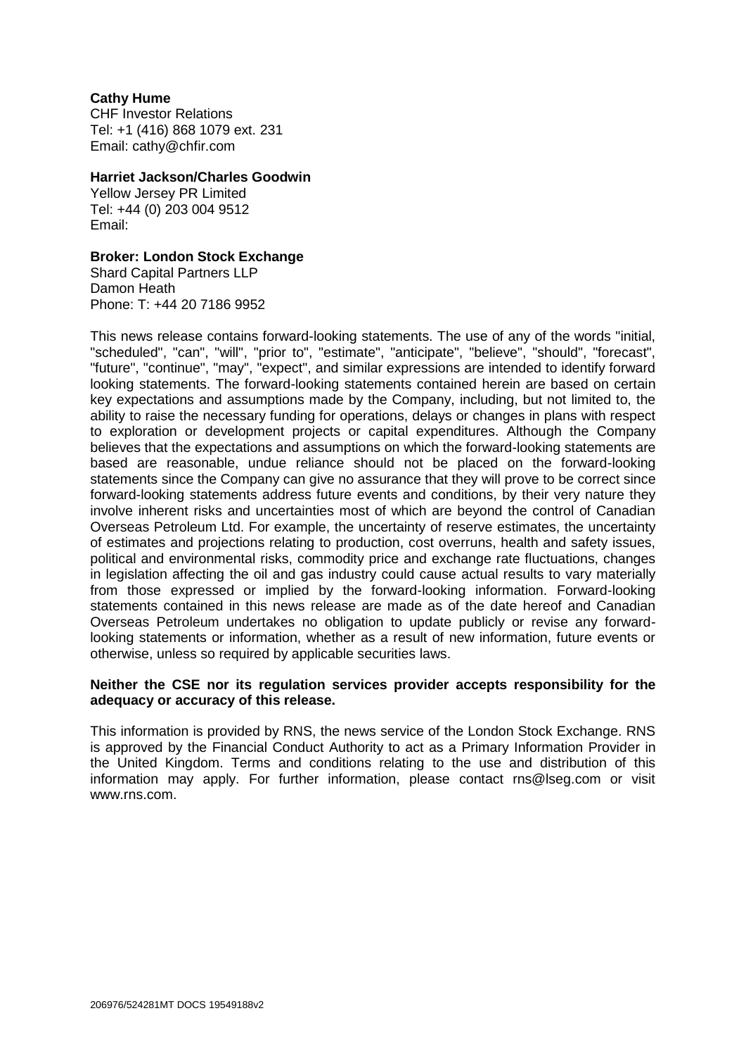**Cathy Hume**
CHF Investor Relations
Tel: +1 (416) 868 1079 ext. 231
Email: cathy@chfir.com

**Harriet Jackson/Charles Goodwin**
Yellow Jersey PR Limited
Tel: +44 (0) 203 004 9512
Email:

**Broker: London Stock Exchange**
Shard Capital Partners LLP
Damon Heath
Phone: T: +44 20 7186 9952

This news release contains forward-looking statements. The use of any of the words "initial, "scheduled", "can", "will", "prior to", "estimate", "anticipate", "believe", "should", "forecast", "future", "continue", "may", "expect", and similar expressions are intended to identify forward looking statements. The forward-looking statements contained herein are based on certain key expectations and assumptions made by the Company, including, but not limited to, the ability to raise the necessary funding for operations, delays or changes in plans with respect to exploration or development projects or capital expenditures. Although the Company believes that the expectations and assumptions on which the forward-looking statements are based are reasonable, undue reliance should not be placed on the forward-looking statements since the Company can give no assurance that they will prove to be correct since forward-looking statements address future events and conditions, by their very nature they involve inherent risks and uncertainties most of which are beyond the control of Canadian Overseas Petroleum Ltd. For example, the uncertainty of reserve estimates, the uncertainty of estimates and projections relating to production, cost overruns, health and safety issues, political and environmental risks, commodity price and exchange rate fluctuations, changes in legislation affecting the oil and gas industry could cause actual results to vary materially from those expressed or implied by the forward-looking information. Forward-looking statements contained in this news release are made as of the date hereof and Canadian Overseas Petroleum undertakes no obligation to update publicly or revise any forward-looking statements or information, whether as a result of new information, future events or otherwise, unless so required by applicable securities laws.

**Neither the CSE nor its regulation services provider accepts responsibility for the adequacy or accuracy of this release.**

This information is provided by RNS, the news service of the London Stock Exchange. RNS is approved by the Financial Conduct Authority to act as a Primary Information Provider in the United Kingdom. Terms and conditions relating to the use and distribution of this information may apply. For further information, please contact rns@lseg.com or visit www.rns.com.